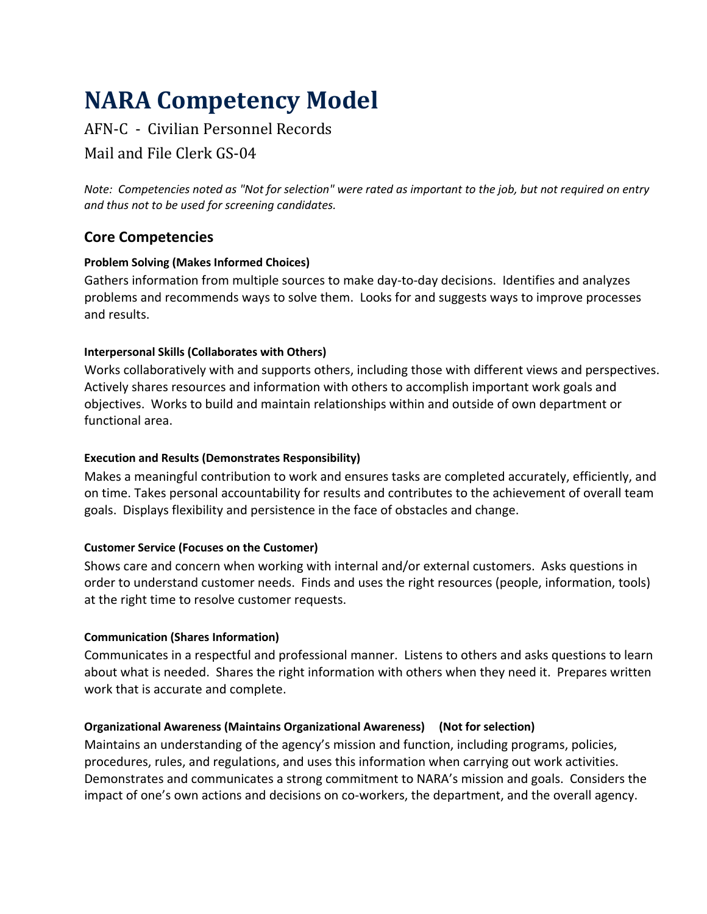# NARA Competency Model

AFN-C - Civilian Personnel Records

Mail and File Clerk GS-04

*Note: Competencies noted as "Not for selection" were rated as important to the job, but not required on entry and thus not to be used for screening candidates.*

## Core Competencies

#### Problem Solving (Makes Informed Choices)

Gathers information from multiple sources to make day-to-day decisions. Identifies and analyzes problems and recommends ways to solve them. Looks for and suggests ways to improve processes and results.

#### Interpersonal Skills (Collaborates with Others)

Works collaboratively with and supports others, including those with different views and perspectives. Actively shares resources and information with others to accomplish important work goals and objectives. Works to build and maintain relationships within and outside of own department or functional area.

#### Execution and Results (Demonstrates Responsibility)

Makes a meaningful contribution to work and ensures tasks are completed accurately, efficiently, and on time. Takes personal accountability for results and contributes to the achievement of overall team goals. Displays flexibility and persistence in the face of obstacles and change.

#### Customer Service (Focuses on the Customer)

Shows care and concern when working with internal and/or external customers. Asks questions in order to understand customer needs. Finds and uses the right resources (people, information, tools) at the right time to resolve customer requests.

#### Communication (Shares Information)

Communicates in a respectful and professional manner. Listens to others and asks questions to learn about what is needed. Shares the right information with others when they need it. Prepares written work that is accurate and complete.

#### Organizational Awareness (Maintains Organizational Awareness) (Not for selection)

Maintains an understanding of the agency's mission and function, including programs, policies, procedures, rules, and regulations, and uses this information when carrying out work activities. Demonstrates and communicates a strong commitment to NARA's mission and goals. Considers the impact of one's own actions and decisions on co-workers, the department, and the overall agency.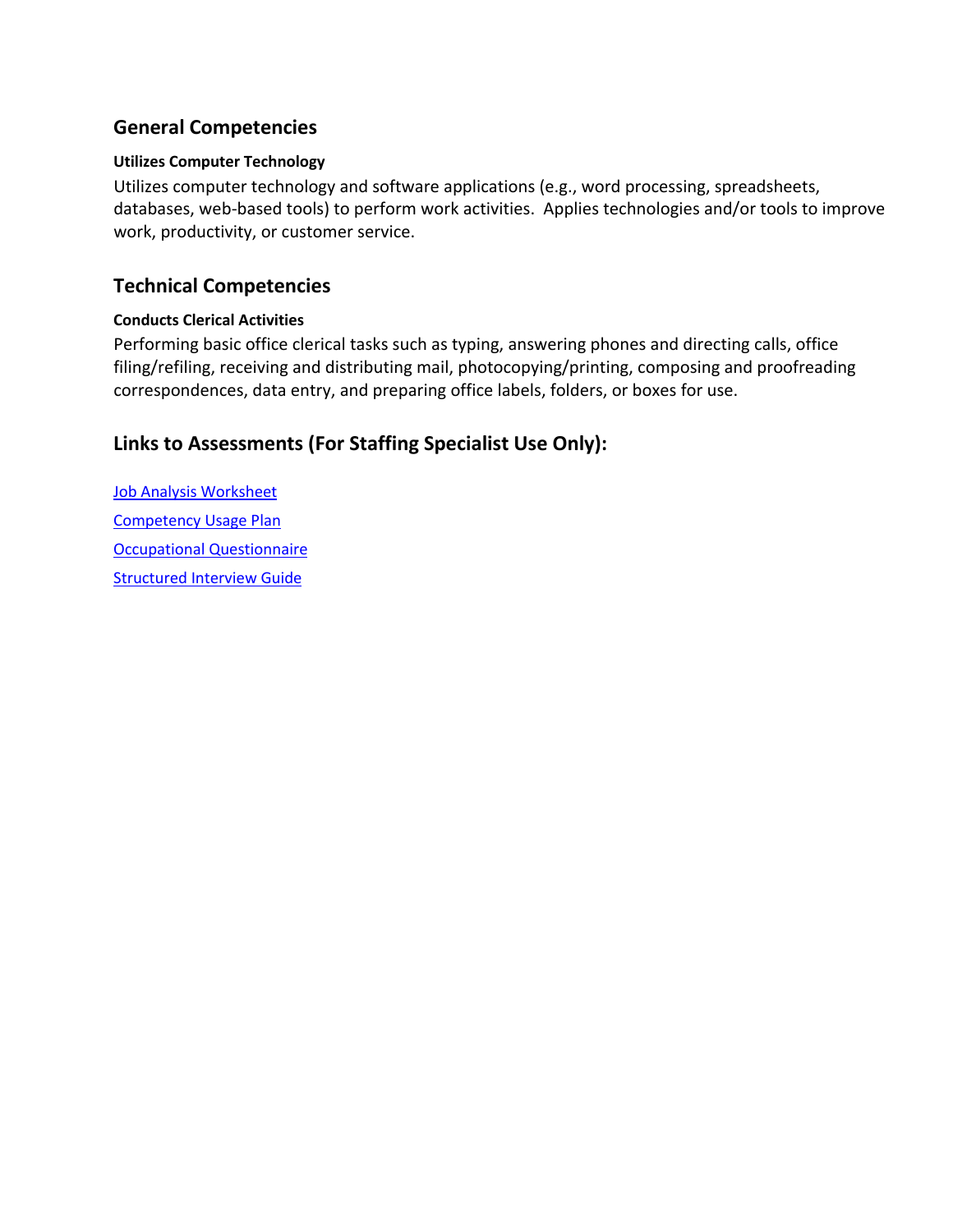## General Competencies

**Utilizes Computer Technology**

Utilizes computer technology and software applications (e.g., word processing, spreadsheets, databases, web-based tools) to perform work activities. Applies technologies and/or tools to improve work, productivity, or customer service.

## Technical Competencies

**Conducts Clerical Activities**

Performing basic office clerical tasks such as typing, answering phones and directing calls, office filing/refiling, receiving and distributing mail, photocopying/printing, composing and proofreading correspondences, data entry, and preparing office labels, folders, or boxes for use.

## Links to Assessments (For Staffing Specialist Use Only):

Job Analysis Worksheet

Competency Usage Plan

Occupational Questionnaire

Structured Interview Guide